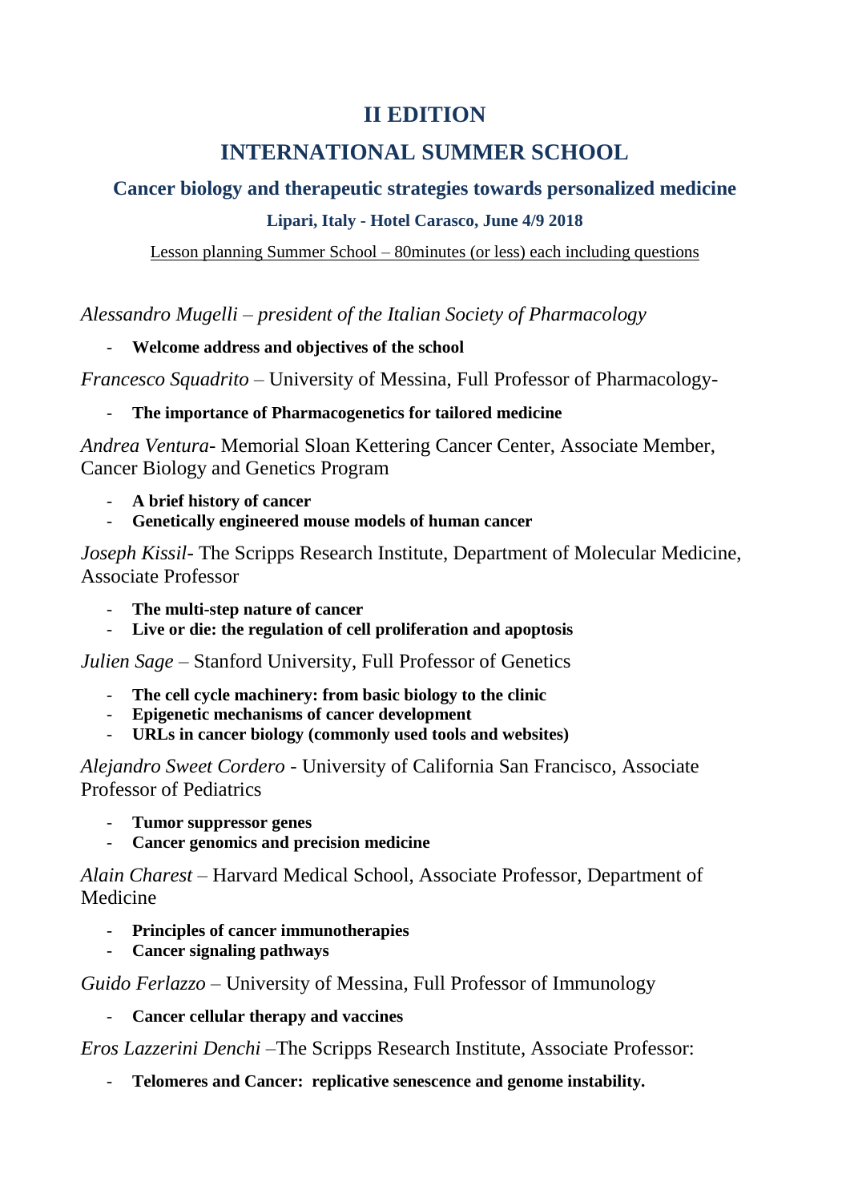# II EDITION

# INTERNATIONAL SUMMER SCHOOL

## Cancer biology and therapeutic strategies towards personalized medicine

### Lipari, Italy - Hotel Carasco, June 4/9 2018

Lesson planning Summer School – 80minutes (or less) each including questions

*Alessandro Mugelli – president of the Italian Society of Pharmacology*

- **Welcome address and objectives of the school**

*Francesco Squadrito* – University of Messina, Full Professor of Pharmacology-

- **The importance of Pharmacogenetics for tailored medicine**

*Andrea Ventura*- Memorial Sloan Kettering Cancer Center, Associate Member, Cancer Biology and Genetics Program

- **A brief history of cancer**
- **Genetically engineered mouse models of human cancer**

*Joseph Kissil*- The Scripps Research Institute, Department of Molecular Medicine, Associate Professor

- **The multi-step nature of cancer**
- **Live or die: the regulation of cell proliferation and apoptosis**

*Julien Sage* – Stanford University, Full Professor of Genetics

- **The cell cycle machinery: from basic biology to the clinic**
- **Epigenetic mechanisms of cancer development**
- **URLs in cancer biology (commonly used tools and websites)**

*Alejandro Sweet Cordero* - University of California San Francisco, Associate Professor of Pediatrics

- **Tumor suppressor genes**
- **Cancer genomics and precision medicine**

*Alain Charest* – Harvard Medical School, Associate Professor, Department of Medicine

- **Principles of cancer immunotherapies**
- **Cancer signaling pathways**

*Guido Ferlazzo* – University of Messina, Full Professor of Immunology

- **Cancer cellular therapy and vaccines**

*Eros Lazzerini Denchi* –The Scripps Research Institute, Associate Professor:

- **Telomeres and Cancer: replicative senescence and genome instability.**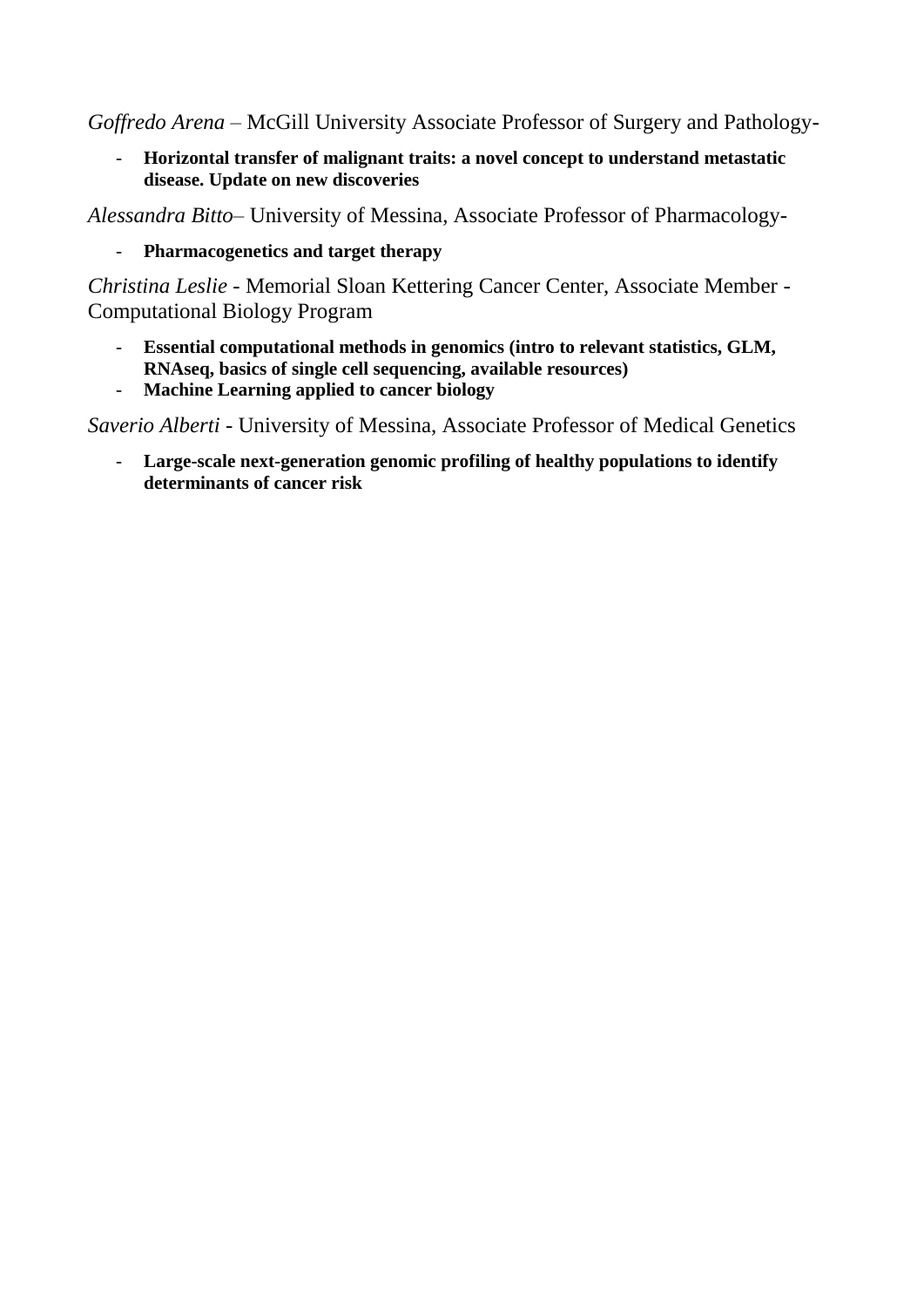*Goffredo Arena* – McGill University Associate Professor of Surgery and Pathology-

- **Horizontal transfer of malignant traits: a novel concept to understand metastatic disease. Update on new discoveries**

*Alessandra Bitto*– University of Messina, Associate Professor of Pharmacology-

- **Pharmacogenetics and target therapy**

*Christina Leslie* - Memorial Sloan Kettering Cancer Center, Associate Member - Computational Biology Program

- **Essential computational methods in genomics (intro to relevant statistics, GLM, RNAseq, basics of single cell sequencing, available resources)**
- **Machine Learning applied to cancer biology**

*Saverio Alberti* - University of Messina, Associate Professor of Medical Genetics

- **Large-scale next-generation genomic profiling of healthy populations to identify determinants of cancer risk**